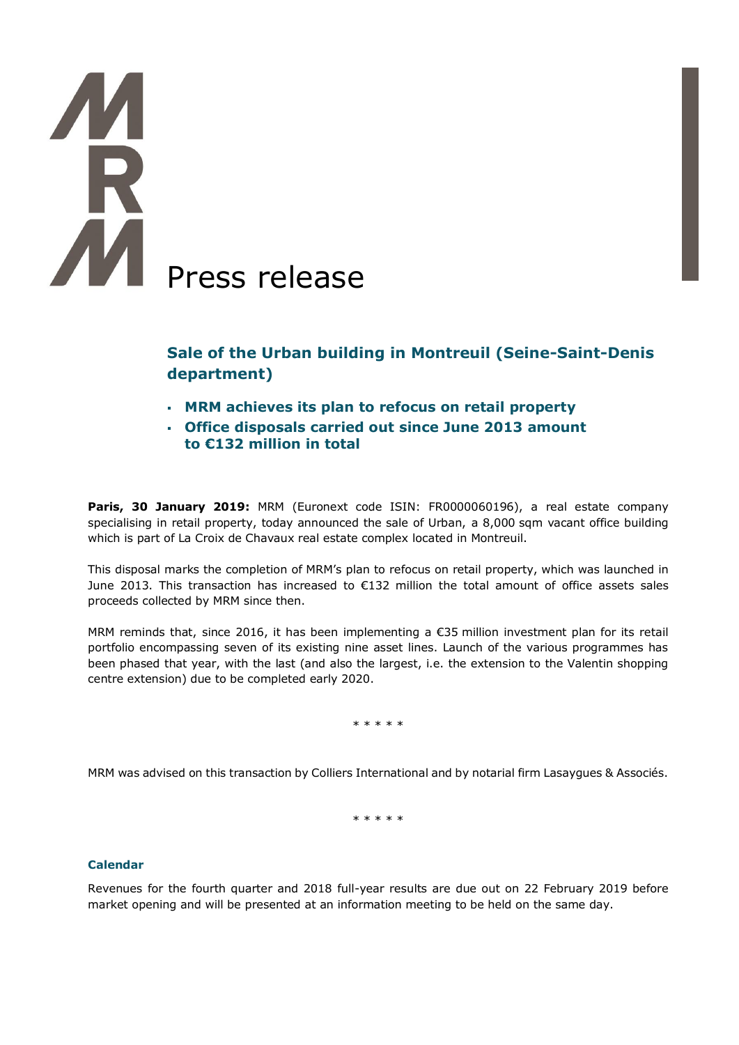# Press release

## Sale of the Urban building in Montreuil (Seine-Saint-Denis department)

- **MRM achieves its plan to refocus on retail property**
- **Office disposals carried out since June 2013 amount to €132 million in total**

**Paris, 30 January 2019:** MRM (Euronext code ISIN: FR0000060196), a real estate company specialising in retail property, today announced the sale of Urban, a 8,000 sqm vacant office building which is part of La Croix de Chavaux real estate complex located in Montreuil.

This disposal marks the completion of MRM's plan to refocus on retail property, which was launched in June 2013. This transaction has increased to €132 million the total amount of office assets sales proceeds collected by MRM since then.

MRM reminds that, since 2016, it has been implementing a €35 million investment plan for its retail portfolio encompassing seven of its existing nine asset lines. Launch of the various programmes has been phased that year, with the last (and also the largest, i.e. the extension to the Valentin shopping centre extension) due to be completed early 2020.

\* \* \* \* \*

MRM was advised on this transaction by Colliers International and by notarial firm Lasaygues & Associés.

\* \* \* \* \*

### Calendar

Revenues for the fourth quarter and 2018 full-year results are due out on 22 February 2019 before market opening and will be presented at an information meeting to be held on the same day.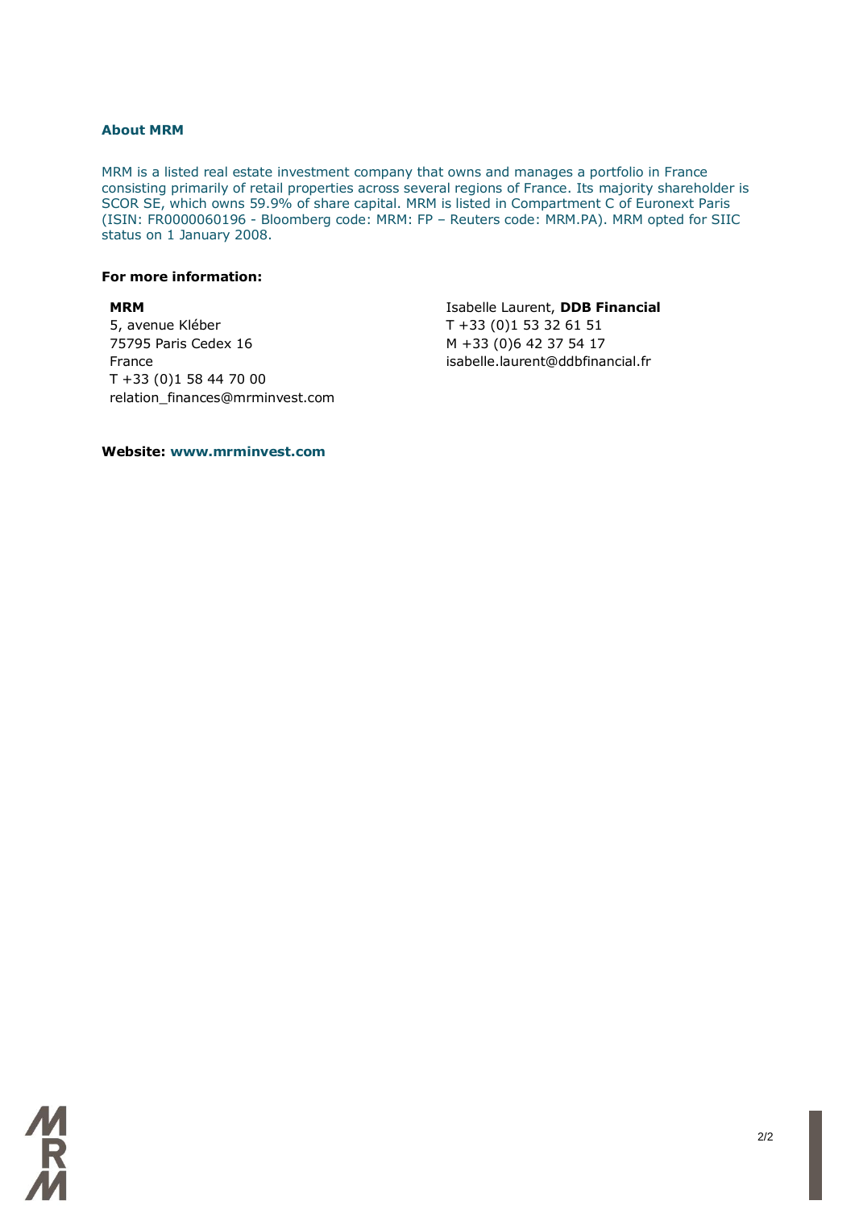### About MRM

MRM is a listed real estate investment company that owns and manages a portfolio in France consisting primarily of retail properties across several regions of France. Its majority shareholder is SCOR SE, which owns 59.9% of share capital. MRM is listed in Compartment C of Euronext Paris (ISIN: FR0000060196 - Bloomberg code: MRM: FP – Reuters code: MRM.PA). MRM opted for SIIC status on 1 January 2008.

**For more information:**

**MRM**
5, avenue Kléber
75795 Paris Cedex 16
France
T +33 (0)1 58 44 70 00
relation_finances@mrminvest.com

Isabelle Laurent, **DDB Financial**
T +33 (0)1 53 32 61 51
M +33 (0)6 42 37 54 17
isabelle.laurent@ddbfinancial.fr

**Website: www.mrminvest.com**